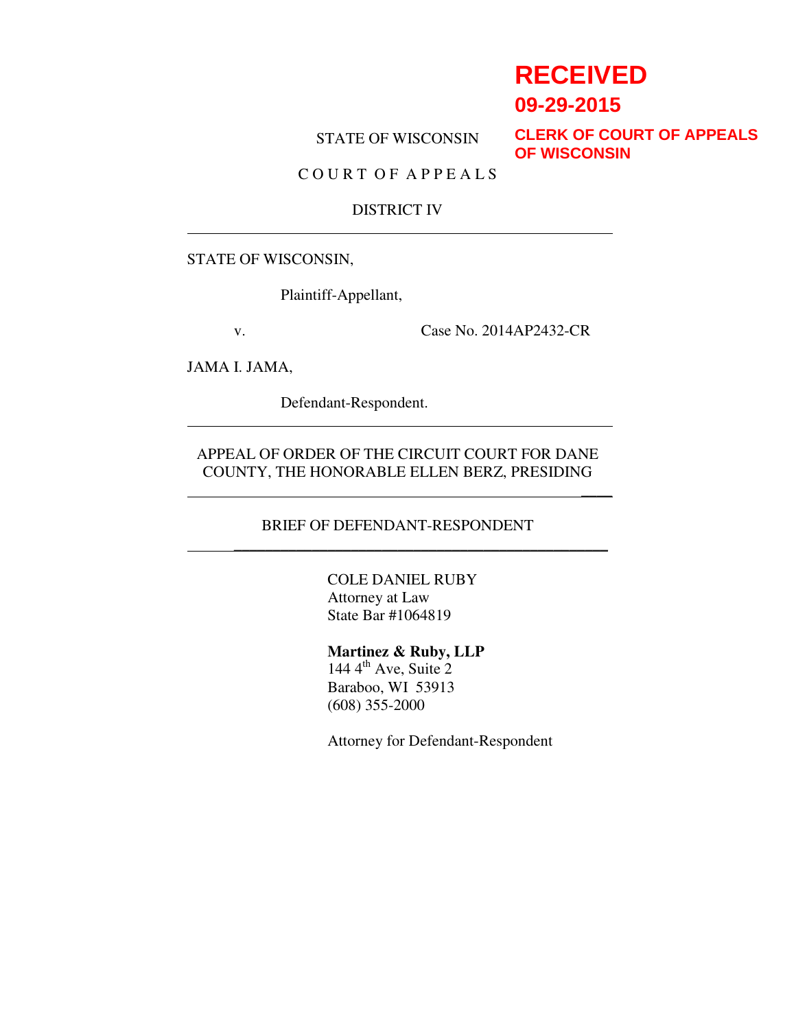**RECEIVED**
**09-29-2015**
**CLERK OF COURT OF APPEALS OF WISCONSIN**

STATE OF WISCONSIN

C O U R T O F A P P E A L S

DISTRICT IV

---

STATE OF WISCONSIN,

Plaintiff-Appellant,

v. Case No. 2014AP2432-CR

JAMA I. JAMA,

Defendant-Respondent.

---

APPEAL OF ORDER OF THE CIRCUIT COURT FOR DANE COUNTY, THE HONORABLE ELLEN BERZ, PRESIDING

---

BRIEF OF DEFENDANT-RESPONDENT

---

COLE DANIEL RUBY
Attorney at Law
State Bar #1064819

**Martinez & Ruby, LLP**
144 4th Ave, Suite 2
Baraboo, WI 53913
(608) 355-2000

Attorney for Defendant-Respondent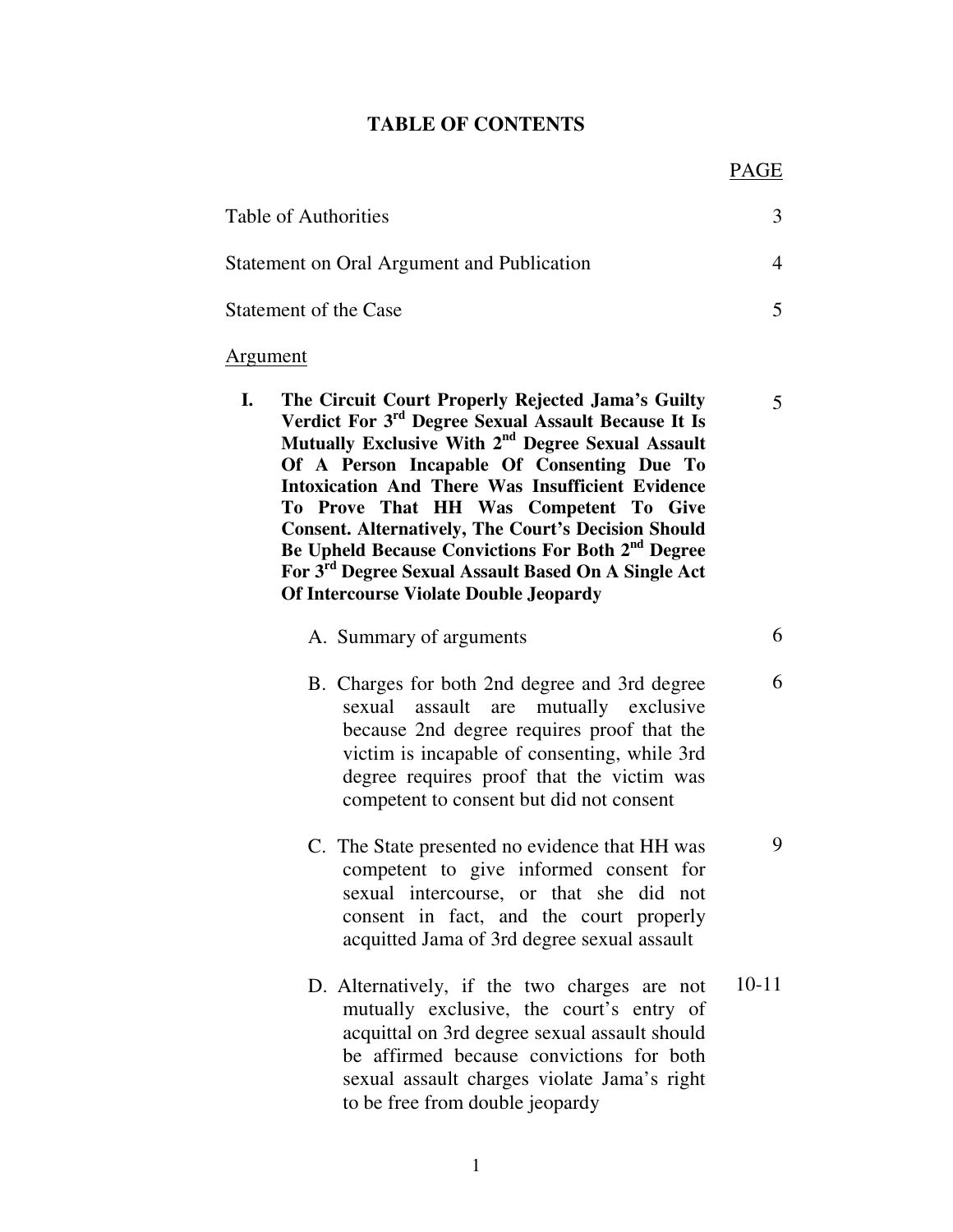# TABLE OF CONTENTS

| | PAGE |
|---|---|
| Table of Authorities | 3 |
| Statement on Oral Argument and Publication | 4 |
| Statement of the Case | 5 |
| Argument | |
| **I. The Circuit Court Properly Rejected Jama's Guilty Verdict For 3rd Degree Sexual Assault Because It Is Mutually Exclusive With 2nd Degree Sexual Assault Of A Person Incapable Of Consenting Due To Intoxication And There Was Insufficient Evidence To Prove That HH Was Competent To Give Consent. Alternatively, The Court's Decision Should Be Upheld Because Convictions For Both 2nd Degree For 3rd Degree Sexual Assault Based On A Single Act Of Intercourse Violate Double Jeopardy** | 5 |
| A. Summary of arguments | 6 |
| B. Charges for both 2nd degree and 3rd degree sexual assault are mutually exclusive because 2nd degree requires proof that the victim is incapable of consenting, while 3rd degree requires proof that the victim was competent to consent but did not consent | 6 |
| C. The State presented no evidence that HH was competent to give informed consent for sexual intercourse, or that she did not consent in fact, and the court properly acquitted Jama of 3rd degree sexual assault | 9 |
| D. Alternatively, if the two charges are not mutually exclusive, the court's entry of acquittal on 3rd degree sexual assault should be affirmed because convictions for both sexual assault charges violate Jama's right to be free from double jeopardy | 10-11 |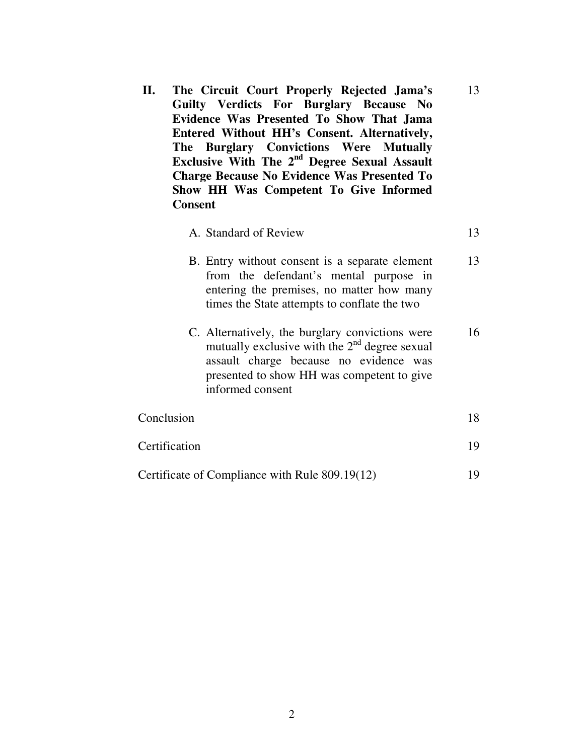**II. The Circuit Court Properly Rejected Jama's Guilty Verdicts For Burglary Because No Evidence Was Presented To Show That Jama Entered Without HH's Consent. Alternatively, The Burglary Convictions Were Mutually Exclusive With The 2nd Degree Sexual Assault Charge Because No Evidence Was Presented To Show HH Was Competent To Give Informed Consent** 13

A. Standard of Review 13

B. Entry without consent is a separate element from the defendant's mental purpose in entering the premises, no matter how many times the State attempts to conflate the two 13

C. Alternatively, the burglary convictions were mutually exclusive with the 2nd degree sexual assault charge because no evidence was presented to show HH was competent to give informed consent 16

Conclusion 18

Certification 19

Certificate of Compliance with Rule 809.19(12) 19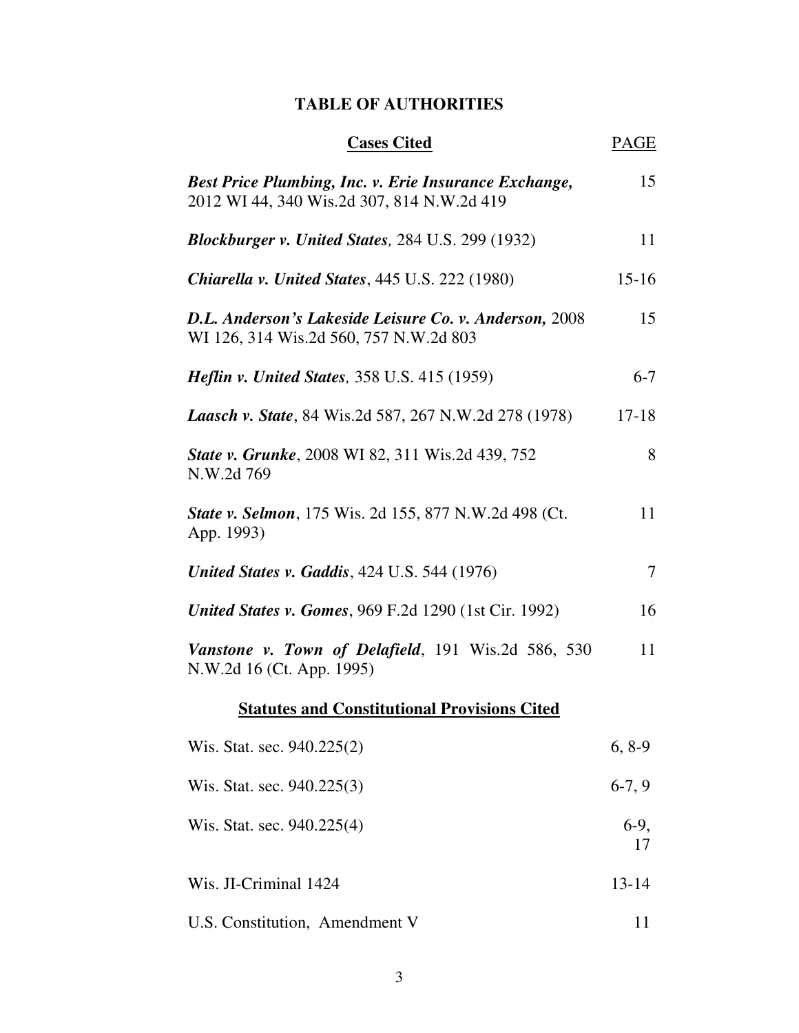# TABLE OF AUTHORITIES

| Cases Cited | PAGE |
|---|---|
| ***Best Price Plumbing, Inc. v. Erie Insurance Exchange,*** 2012 WI 44, 340 Wis.2d 307, 814 N.W.2d 419 | 15 |
| ***Blockburger v. United States,*** 284 U.S. 299 (1932) | 11 |
| ***Chiarella v. United States***, 445 U.S. 222 (1980) | 15-16 |
| ***D.L. Anderson's Lakeside Leisure Co. v. Anderson,*** 2008 WI 126, 314 Wis.2d 560, 757 N.W.2d 803 | 15 |
| ***Heflin v. United States,*** 358 U.S. 415 (1959) | 6-7 |
| ***Laasch v. State***, 84 Wis.2d 587, 267 N.W.2d 278 (1978) | 17-18 |
| ***State v. Grunke***, 2008 WI 82, 311 Wis.2d 439, 752 N.W.2d 769 | 8 |
| ***State v. Selmon***, 175 Wis. 2d 155, 877 N.W.2d 498 (Ct. App. 1993) | 11 |
| ***United States v. Gaddis***, 424 U.S. 544 (1976) | 7 |
| ***United States v. Gomes***, 969 F.2d 1290 (1st Cir. 1992) | 16 |
| ***Vanstone v. Town of Delafield***, 191 Wis.2d 586, 530 N.W.2d 16 (Ct. App. 1995) | 11 |

## Statutes and Constitutional Provisions Cited

| | |
|---|---|
| Wis. Stat. sec. 940.225(2) | 6, 8-9 |
| Wis. Stat. sec. 940.225(3) | 6-7, 9 |
| Wis. Stat. sec. 940.225(4) | 6-9, 17 |
| Wis. JI-Criminal 1424 | 13-14 |
| U.S. Constitution, Amendment V | 11 |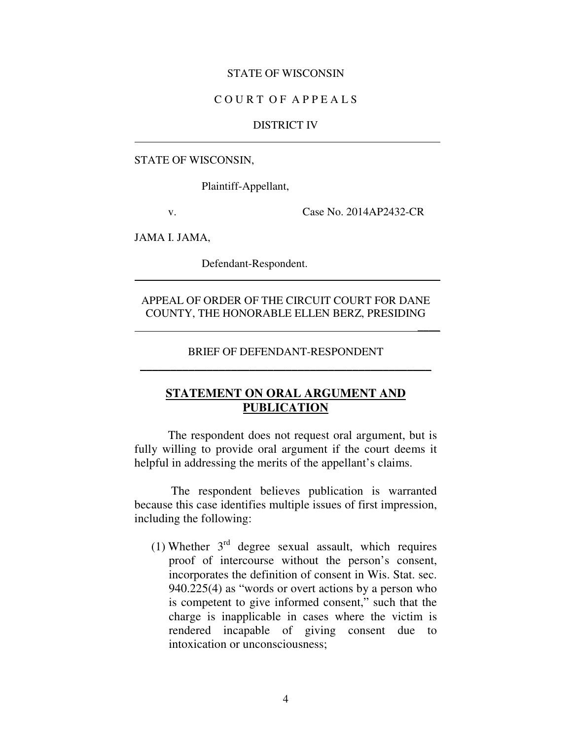STATE OF WISCONSIN

C O U R T O F A P P E A L S

DISTRICT IV

---

STATE OF WISCONSIN,

Plaintiff-Appellant,

v. Case No. 2014AP2432-CR

JAMA I. JAMA,

Defendant-Respondent.

---

APPEAL OF ORDER OF THE CIRCUIT COURT FOR DANE COUNTY, THE HONORABLE ELLEN BERZ, PRESIDING

---

BRIEF OF DEFENDANT-RESPONDENT

---

## STATEMENT ON ORAL ARGUMENT AND PUBLICATION

The respondent does not request oral argument, but is fully willing to provide oral argument if the court deems it helpful in addressing the merits of the appellant's claims.

The respondent believes publication is warranted because this case identifies multiple issues of first impression, including the following:

(1) Whether 3rd degree sexual assault, which requires proof of intercourse without the person's consent, incorporates the definition of consent in Wis. Stat. sec. 940.225(4) as "words or overt actions by a person who is competent to give informed consent," such that the charge is inapplicable in cases where the victim is rendered incapable of giving consent due to intoxication or unconsciousness;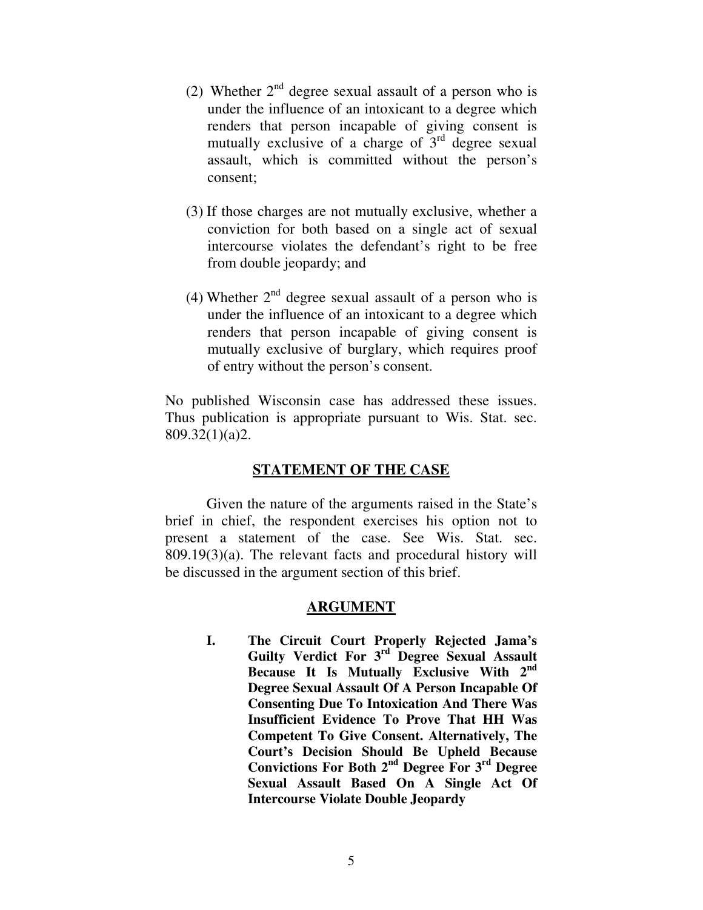(2) Whether 2nd degree sexual assault of a person who is under the influence of an intoxicant to a degree which renders that person incapable of giving consent is mutually exclusive of a charge of 3rd degree sexual assault, which is committed without the person's consent;

(3) If those charges are not mutually exclusive, whether a conviction for both based on a single act of sexual intercourse violates the defendant's right to be free from double jeopardy; and

(4) Whether 2nd degree sexual assault of a person who is under the influence of an intoxicant to a degree which renders that person incapable of giving consent is mutually exclusive of burglary, which requires proof of entry without the person's consent.

No published Wisconsin case has addressed these issues. Thus publication is appropriate pursuant to Wis. Stat. sec. 809.32(1)(a)2.

## STATEMENT OF THE CASE

Given the nature of the arguments raised in the State's brief in chief, the respondent exercises his option not to present a statement of the case. See Wis. Stat. sec. 809.19(3)(a). The relevant facts and procedural history will be discussed in the argument section of this brief.

## ARGUMENT

**I. The Circuit Court Properly Rejected Jama's Guilty Verdict For 3rd Degree Sexual Assault Because It Is Mutually Exclusive With 2nd Degree Sexual Assault Of A Person Incapable Of Consenting Due To Intoxication And There Was Insufficient Evidence To Prove That HH Was Competent To Give Consent. Alternatively, The Court's Decision Should Be Upheld Because Convictions For Both 2nd Degree For 3rd Degree Sexual Assault Based On A Single Act Of Intercourse Violate Double Jeopardy**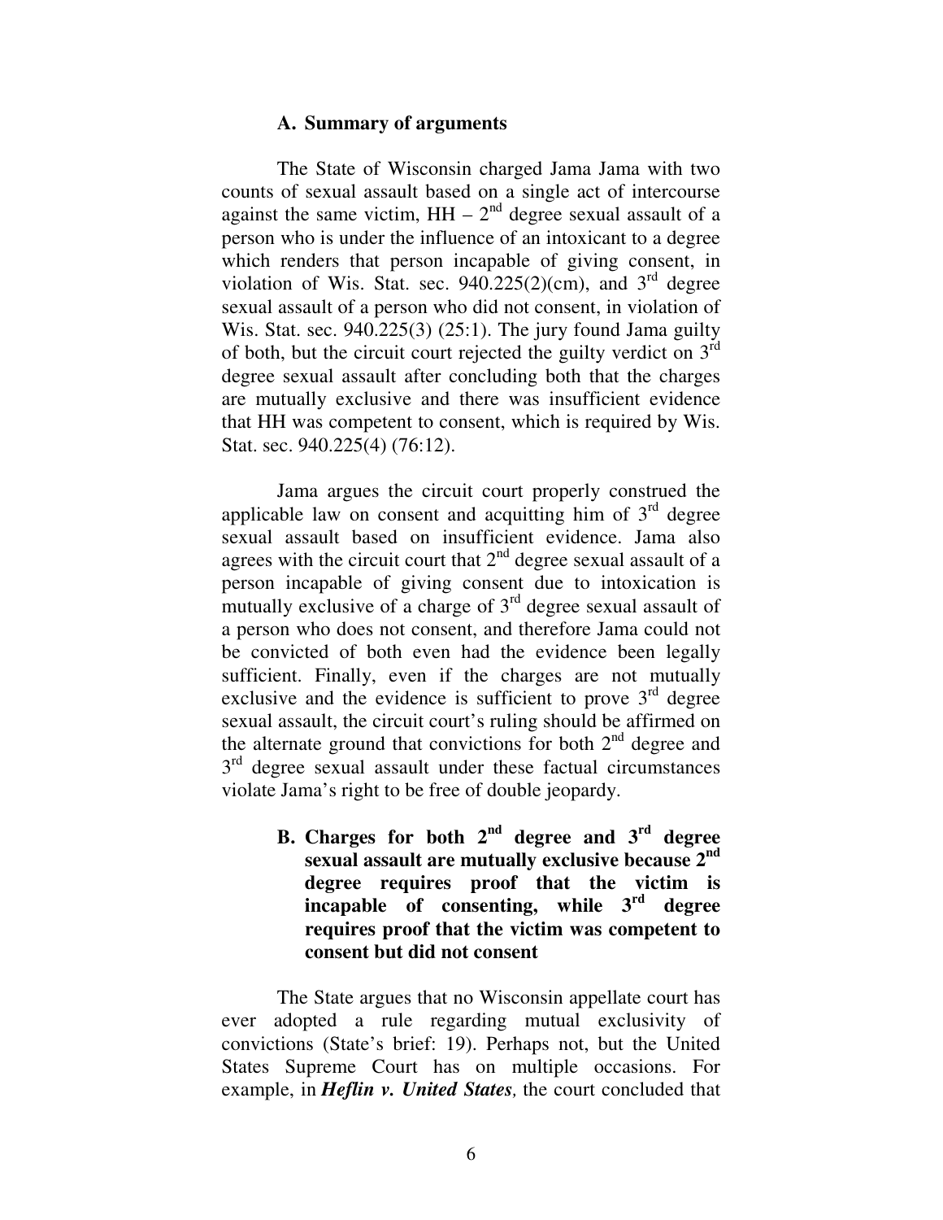### A. Summary of arguments

The State of Wisconsin charged Jama Jama with two counts of sexual assault based on a single act of intercourse against the same victim, HH – 2nd degree sexual assault of a person who is under the influence of an intoxicant to a degree which renders that person incapable of giving consent, in violation of Wis. Stat. sec. 940.225(2)(cm), and 3rd degree sexual assault of a person who did not consent, in violation of Wis. Stat. sec. 940.225(3) (25:1). The jury found Jama guilty of both, but the circuit court rejected the guilty verdict on 3rd degree sexual assault after concluding both that the charges are mutually exclusive and there was insufficient evidence that HH was competent to consent, which is required by Wis. Stat. sec. 940.225(4) (76:12).

Jama argues the circuit court properly construed the applicable law on consent and acquitting him of 3rd degree sexual assault based on insufficient evidence. Jama also agrees with the circuit court that 2nd degree sexual assault of a person incapable of giving consent due to intoxication is mutually exclusive of a charge of 3rd degree sexual assault of a person who does not consent, and therefore Jama could not be convicted of both even had the evidence been legally sufficient. Finally, even if the charges are not mutually exclusive and the evidence is sufficient to prove 3rd degree sexual assault, the circuit court's ruling should be affirmed on the alternate ground that convictions for both 2nd degree and 3rd degree sexual assault under these factual circumstances violate Jama's right to be free of double jeopardy.

### B. Charges for both 2nd degree and 3rd degree sexual assault are mutually exclusive because 2nd degree requires proof that the victim is incapable of consenting, while 3rd degree requires proof that the victim was competent to consent but did not consent

The State argues that no Wisconsin appellate court has ever adopted a rule regarding mutual exclusivity of convictions (State's brief: 19). Perhaps not, but the United States Supreme Court has on multiple occasions. For example, in ***Heflin v. United States,*** the court concluded that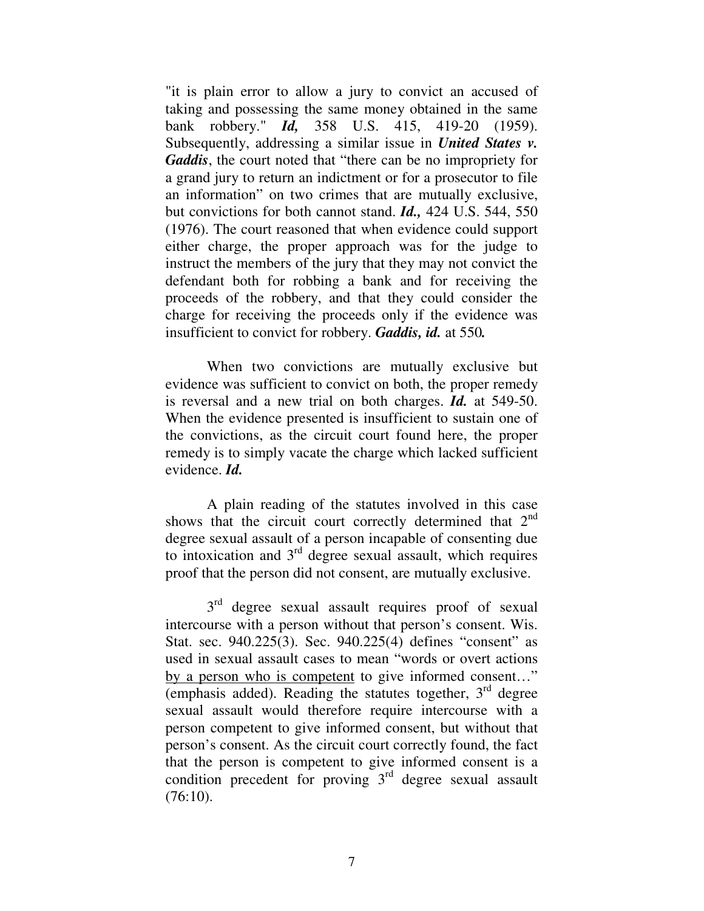"it is plain error to allow a jury to convict an accused of taking and possessing the same money obtained in the same bank robbery." ***Id,*** 358 U.S. 415, 419-20 (1959). Subsequently, addressing a similar issue in ***United States v. Gaddis***, the court noted that "there can be no impropriety for a grand jury to return an indictment or for a prosecutor to file an information" on two crimes that are mutually exclusive, but convictions for both cannot stand. ***Id.,*** 424 U.S. 544, 550 (1976). The court reasoned that when evidence could support either charge, the proper approach was for the judge to instruct the members of the jury that they may not convict the defendant both for robbing a bank and for receiving the proceeds of the robbery, and that they could consider the charge for receiving the proceeds only if the evidence was insufficient to convict for robbery. ***Gaddis, id.*** at 550***.***

When two convictions are mutually exclusive but evidence was sufficient to convict on both, the proper remedy is reversal and a new trial on both charges. ***Id.*** at 549-50. When the evidence presented is insufficient to sustain one of the convictions, as the circuit court found here, the proper remedy is to simply vacate the charge which lacked sufficient evidence. ***Id.***

A plain reading of the statutes involved in this case shows that the circuit court correctly determined that 2nd degree sexual assault of a person incapable of consenting due to intoxication and 3rd degree sexual assault, which requires proof that the person did not consent, are mutually exclusive.

3rd degree sexual assault requires proof of sexual intercourse with a person without that person's consent. Wis. Stat. sec. 940.225(3). Sec. 940.225(4) defines "consent" as used in sexual assault cases to mean "words or overt actions <u>by a person who is competent</u> to give informed consent…" (emphasis added). Reading the statutes together, 3rd degree sexual assault would therefore require intercourse with a person competent to give informed consent, but without that person's consent. As the circuit court correctly found, the fact that the person is competent to give informed consent is a condition precedent for proving 3rd degree sexual assault (76:10).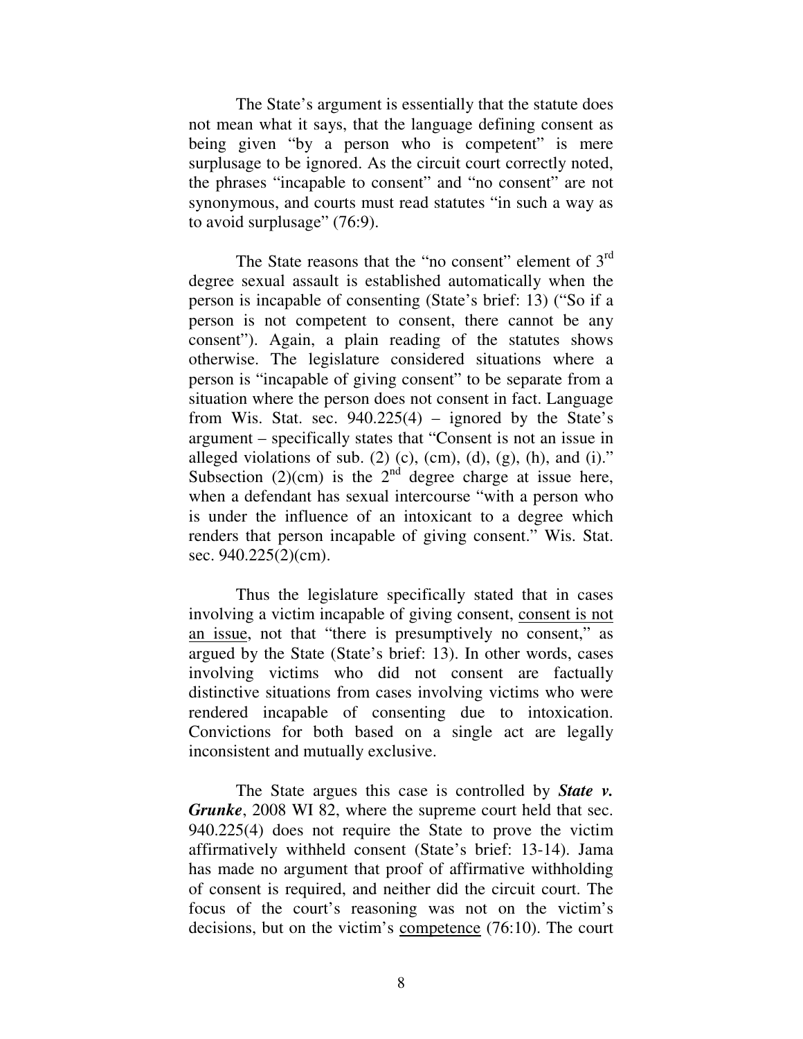The State's argument is essentially that the statute does not mean what it says, that the language defining consent as being given "by a person who is competent" is mere surplusage to be ignored. As the circuit court correctly noted, the phrases "incapable to consent" and "no consent" are not synonymous, and courts must read statutes "in such a way as to avoid surplusage" (76:9).

The State reasons that the "no consent" element of 3rd degree sexual assault is established automatically when the person is incapable of consenting (State's brief: 13) ("So if a person is not competent to consent, there cannot be any consent"). Again, a plain reading of the statutes shows otherwise. The legislature considered situations where a person is "incapable of giving consent" to be separate from a situation where the person does not consent in fact. Language from Wis. Stat. sec. 940.225(4) – ignored by the State's argument – specifically states that "Consent is not an issue in alleged violations of sub. (2) (c), (cm), (d), (g), (h), and (i)." Subsection (2)(cm) is the 2nd degree charge at issue here, when a defendant has sexual intercourse "with a person who is under the influence of an intoxicant to a degree which renders that person incapable of giving consent." Wis. Stat. sec. 940.225(2)(cm).

Thus the legislature specifically stated that in cases involving a victim incapable of giving consent, consent is not an issue, not that "there is presumptively no consent," as argued by the State (State's brief: 13). In other words, cases involving victims who did not consent are factually distinctive situations from cases involving victims who were rendered incapable of consenting due to intoxication. Convictions for both based on a single act are legally inconsistent and mutually exclusive.

The State argues this case is controlled by ***State v. Grunke***, 2008 WI 82, where the supreme court held that sec. 940.225(4) does not require the State to prove the victim affirmatively withheld consent (State's brief: 13-14). Jama has made no argument that proof of affirmative withholding of consent is required, and neither did the circuit court. The focus of the court's reasoning was not on the victim's decisions, but on the victim's competence (76:10). The court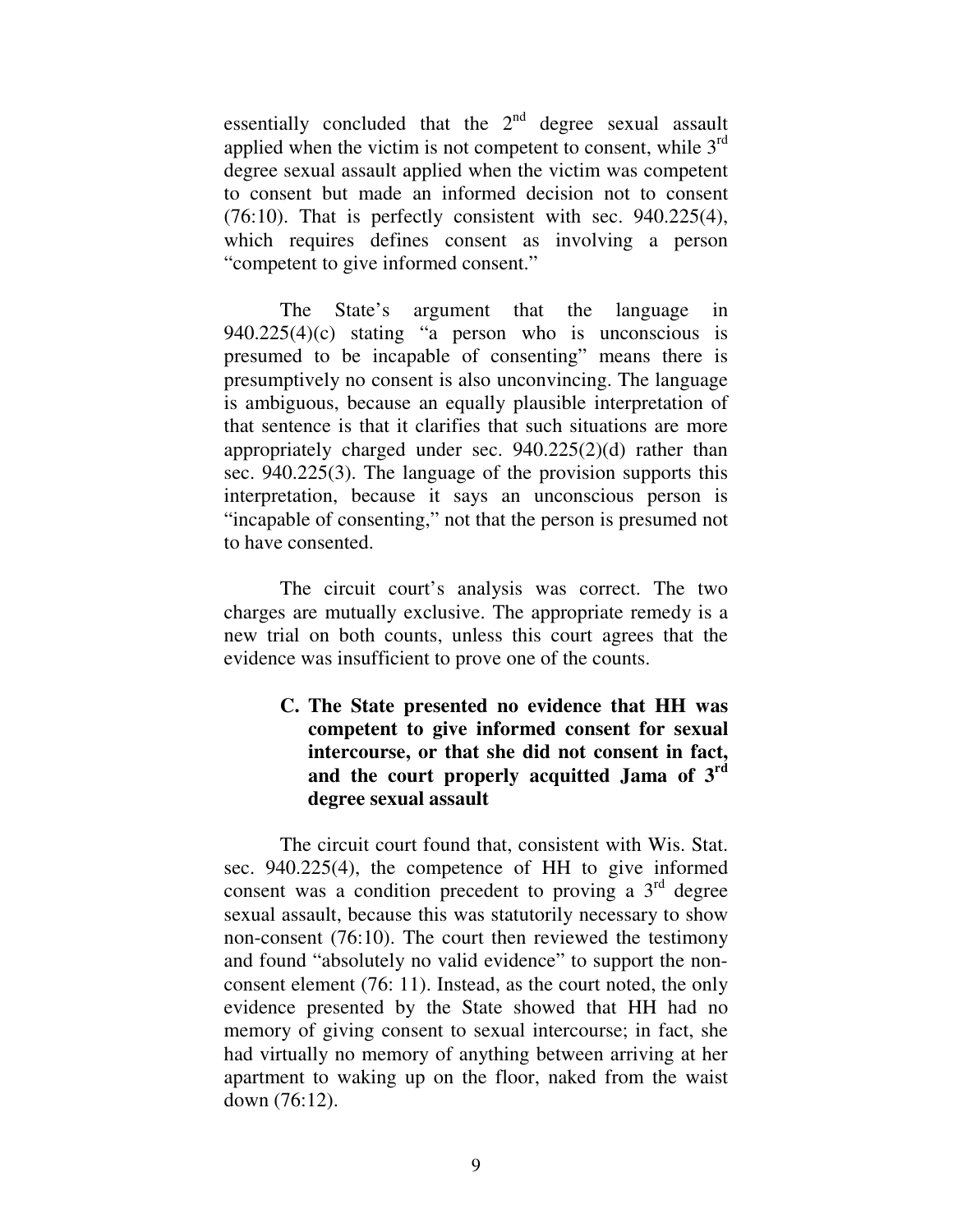essentially concluded that the 2nd degree sexual assault applied when the victim is not competent to consent, while 3rd degree sexual assault applied when the victim was competent to consent but made an informed decision not to consent (76:10). That is perfectly consistent with sec. 940.225(4), which requires defines consent as involving a person "competent to give informed consent."

The State's argument that the language in 940.225(4)(c) stating "a person who is unconscious is presumed to be incapable of consenting" means there is presumptively no consent is also unconvincing. The language is ambiguous, because an equally plausible interpretation of that sentence is that it clarifies that such situations are more appropriately charged under sec. 940.225(2)(d) rather than sec. 940.225(3). The language of the provision supports this interpretation, because it says an unconscious person is "incapable of consenting," not that the person is presumed not to have consented.

The circuit court's analysis was correct. The two charges are mutually exclusive. The appropriate remedy is a new trial on both counts, unless this court agrees that the evidence was insufficient to prove one of the counts.

### C. The State presented no evidence that HH was competent to give informed consent for sexual intercourse, or that she did not consent in fact, and the court properly acquitted Jama of 3rd degree sexual assault

The circuit court found that, consistent with Wis. Stat. sec. 940.225(4), the competence of HH to give informed consent was a condition precedent to proving a 3rd degree sexual assault, because this was statutorily necessary to show non-consent (76:10). The court then reviewed the testimony and found "absolutely no valid evidence" to support the non-consent element (76: 11). Instead, as the court noted, the only evidence presented by the State showed that HH had no memory of giving consent to sexual intercourse; in fact, she had virtually no memory of anything between arriving at her apartment to waking up on the floor, naked from the waist down (76:12).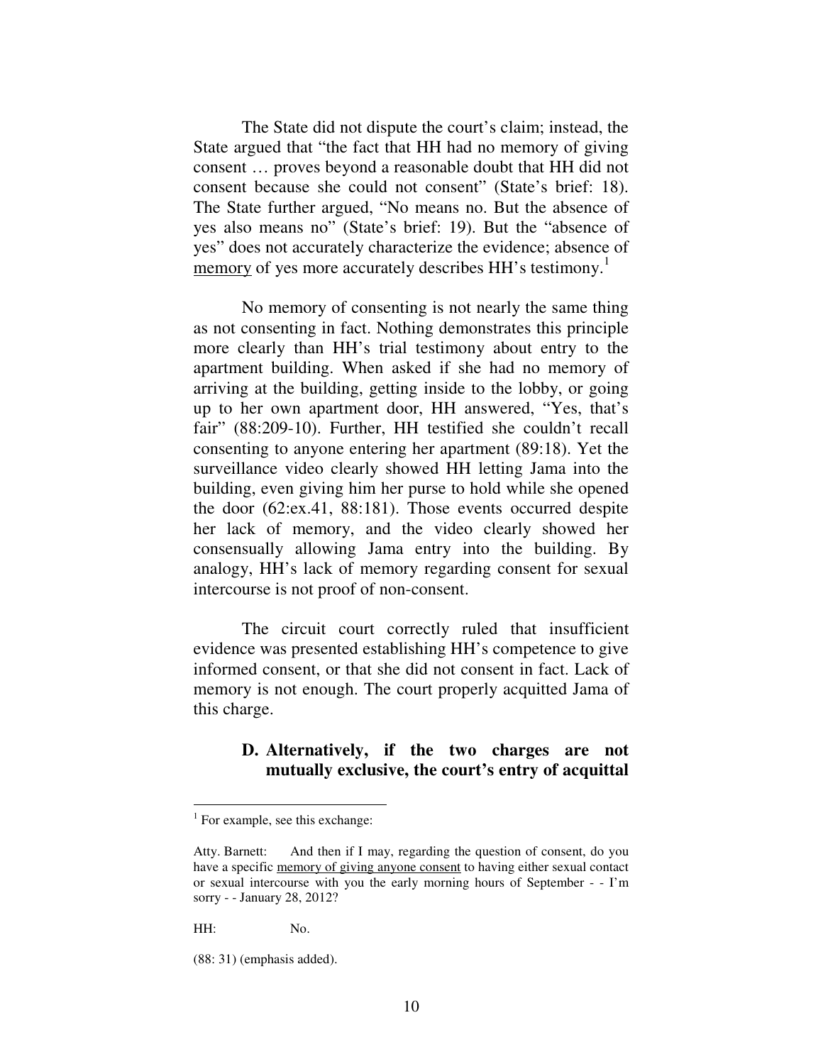The State did not dispute the court's claim; instead, the State argued that "the fact that HH had no memory of giving consent … proves beyond a reasonable doubt that HH did not consent because she could not consent" (State's brief: 18). The State further argued, "No means no. But the absence of yes also means no" (State's brief: 19). But the "absence of yes" does not accurately characterize the evidence; absence of <u>memory</u> of yes more accurately describes HH's testimony.[1]

No memory of consenting is not nearly the same thing as not consenting in fact. Nothing demonstrates this principle more clearly than HH's trial testimony about entry to the apartment building. When asked if she had no memory of arriving at the building, getting inside to the lobby, or going up to her own apartment door, HH answered, "Yes, that's fair" (88:209-10). Further, HH testified she couldn't recall consenting to anyone entering her apartment (89:18). Yet the surveillance video clearly showed HH letting Jama into the building, even giving him her purse to hold while she opened the door (62:ex.41, 88:181). Those events occurred despite her lack of memory, and the video clearly showed her consensually allowing Jama entry into the building. By analogy, HH's lack of memory regarding consent for sexual intercourse is not proof of non-consent.

The circuit court correctly ruled that insufficient evidence was presented establishing HH's competence to give informed consent, or that she did not consent in fact. Lack of memory is not enough. The court properly acquitted Jama of this charge.

### D. Alternatively, if the two charges are not mutually exclusive, the court's entry of acquittal

---

[1] For example, see this exchange:

Atty. Barnett: And then if I may, regarding the question of consent, do you have a specific <u>memory of giving anyone consent</u> to having either sexual contact or sexual intercourse with you the early morning hours of September - - I'm sorry - - January 28, 2012?

HH: No.

(88: 31) (emphasis added).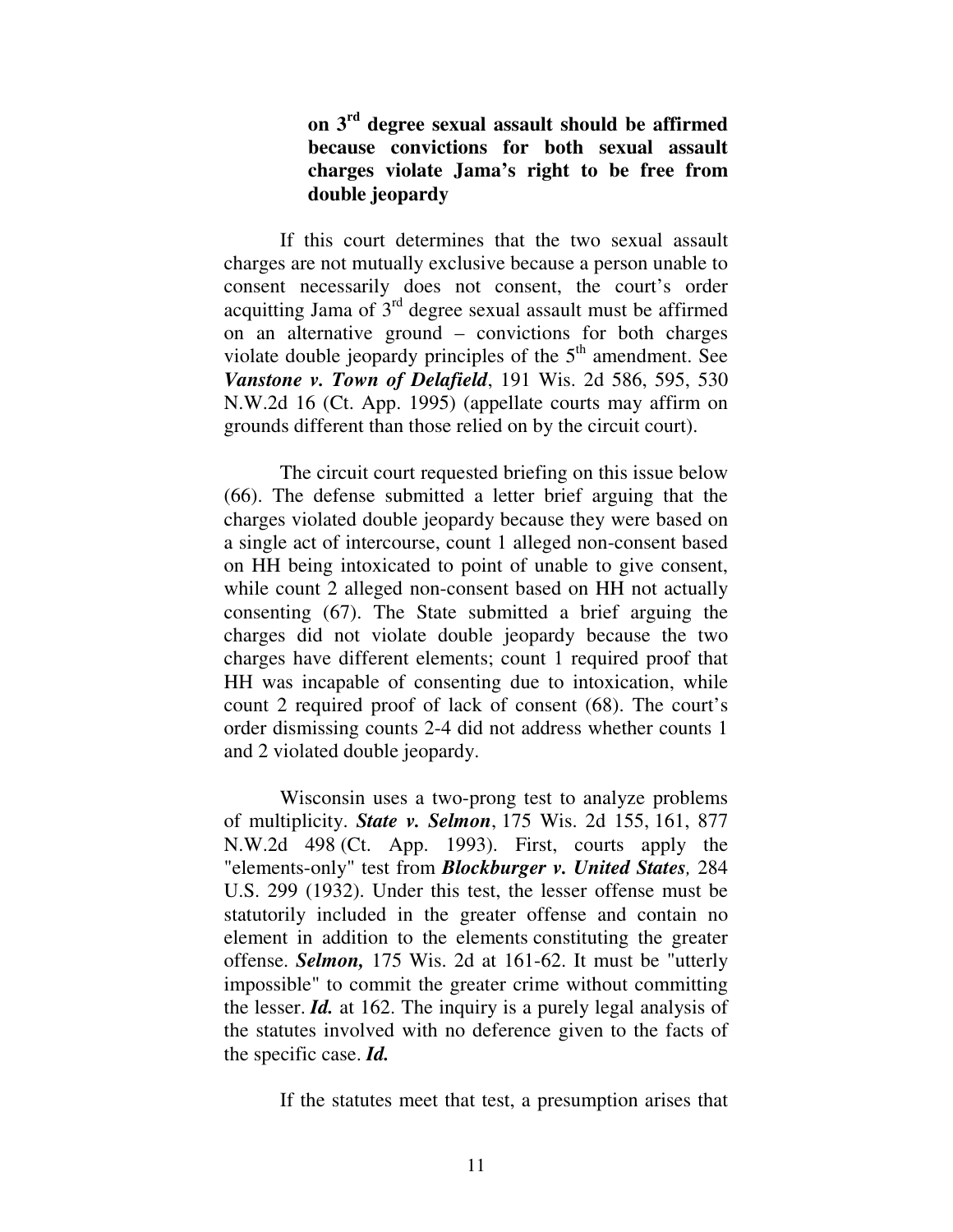**on 3rd degree sexual assault should be affirmed because convictions for both sexual assault charges violate Jama's right to be free from double jeopardy**

If this court determines that the two sexual assault charges are not mutually exclusive because a person unable to consent necessarily does not consent, the court's order acquitting Jama of 3rd degree sexual assault must be affirmed on an alternative ground – convictions for both charges violate double jeopardy principles of the 5th amendment. See ***Vanstone v. Town of Delafield***, 191 Wis. 2d 586, 595, 530 N.W.2d 16 (Ct. App. 1995) (appellate courts may affirm on grounds different than those relied on by the circuit court).

The circuit court requested briefing on this issue below (66). The defense submitted a letter brief arguing that the charges violated double jeopardy because they were based on a single act of intercourse, count 1 alleged non-consent based on HH being intoxicated to point of unable to give consent, while count 2 alleged non-consent based on HH not actually consenting (67). The State submitted a brief arguing the charges did not violate double jeopardy because the two charges have different elements; count 1 required proof that HH was incapable of consenting due to intoxication, while count 2 required proof of lack of consent (68). The court's order dismissing counts 2-4 did not address whether counts 1 and 2 violated double jeopardy.

Wisconsin uses a two-prong test to analyze problems of multiplicity. ***State v. Selmon***, 175 Wis. 2d 155, 161, 877 N.W.2d 498 (Ct. App. 1993). First, courts apply the "elements-only" test from ***Blockburger v. United States,*** 284 U.S. 299 (1932). Under this test, the lesser offense must be statutorily included in the greater offense and contain no element in addition to the elements constituting the greater offense. ***Selmon,*** 175 Wis. 2d at 161-62. It must be "utterly impossible" to commit the greater crime without committing the lesser. ***Id.*** at 162. The inquiry is a purely legal analysis of the statutes involved with no deference given to the facts of the specific case. ***Id.***

If the statutes meet that test, a presumption arises that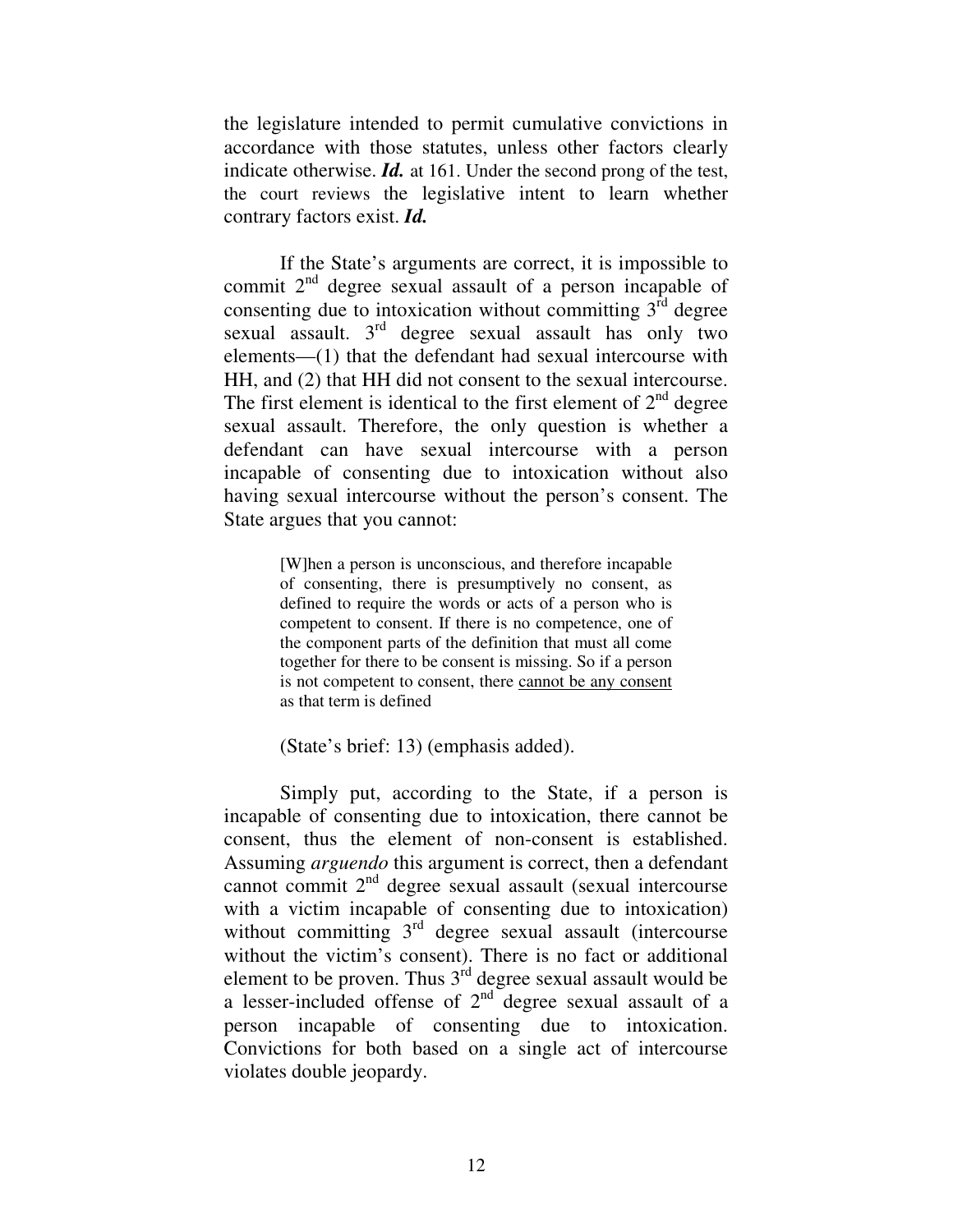the legislature intended to permit cumulative convictions in accordance with those statutes, unless other factors clearly indicate otherwise. ***Id.*** at 161. Under the second prong of the test, the court reviews the legislative intent to learn whether contrary factors exist. ***Id.***

If the State's arguments are correct, it is impossible to commit 2nd degree sexual assault of a person incapable of consenting due to intoxication without committing 3rd degree sexual assault. 3rd degree sexual assault has only two elements—(1) that the defendant had sexual intercourse with HH, and (2) that HH did not consent to the sexual intercourse. The first element is identical to the first element of 2nd degree sexual assault. Therefore, the only question is whether a defendant can have sexual intercourse with a person incapable of consenting due to intoxication without also having sexual intercourse without the person's consent. The State argues that you cannot:

> [W]hen a person is unconscious, and therefore incapable of consenting, there is presumptively no consent, as defined to require the words or acts of a person who is competent to consent. If there is no competence, one of the component parts of the definition that must all come together for there to be consent is missing. So if a person is not competent to consent, there <u>cannot be any consent</u> as that term is defined
>
> (State's brief: 13) (emphasis added).

Simply put, according to the State, if a person is incapable of consenting due to intoxication, there cannot be consent, thus the element of non-consent is established. Assuming *arguendo* this argument is correct, then a defendant cannot commit 2nd degree sexual assault (sexual intercourse with a victim incapable of consenting due to intoxication) without committing 3rd degree sexual assault (intercourse without the victim's consent). There is no fact or additional element to be proven. Thus 3rd degree sexual assault would be a lesser-included offense of 2nd degree sexual assault of a person incapable of consenting due to intoxication. Convictions for both based on a single act of intercourse violates double jeopardy.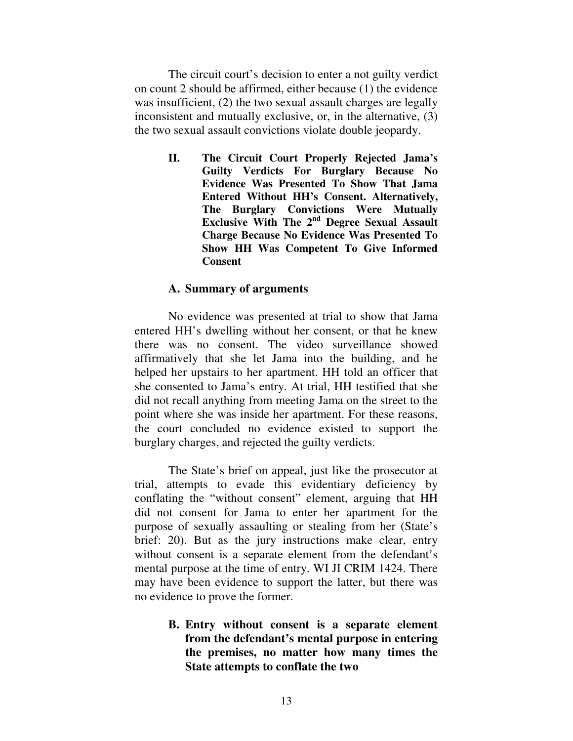The circuit court's decision to enter a not guilty verdict on count 2 should be affirmed, either because (1) the evidence was insufficient, (2) the two sexual assault charges are legally inconsistent and mutually exclusive, or, in the alternative, (3) the two sexual assault convictions violate double jeopardy.

## II. The Circuit Court Properly Rejected Jama's Guilty Verdicts For Burglary Because No Evidence Was Presented To Show That Jama Entered Without HH's Consent. Alternatively, The Burglary Convictions Were Mutually Exclusive With The 2nd Degree Sexual Assault Charge Because No Evidence Was Presented To Show HH Was Competent To Give Informed Consent

### A. Summary of arguments

No evidence was presented at trial to show that Jama entered HH's dwelling without her consent, or that he knew there was no consent. The video surveillance showed affirmatively that she let Jama into the building, and he helped her upstairs to her apartment. HH told an officer that she consented to Jama's entry. At trial, HH testified that she did not recall anything from meeting Jama on the street to the point where she was inside her apartment. For these reasons, the court concluded no evidence existed to support the burglary charges, and rejected the guilty verdicts.

The State's brief on appeal, just like the prosecutor at trial, attempts to evade this evidentiary deficiency by conflating the "without consent" element, arguing that HH did not consent for Jama to enter her apartment for the purpose of sexually assaulting or stealing from her (State's brief: 20). But as the jury instructions make clear, entry without consent is a separate element from the defendant's mental purpose at the time of entry. WI JI CRIM 1424. There may have been evidence to support the latter, but there was no evidence to prove the former.

### B. Entry without consent is a separate element from the defendant's mental purpose in entering the premises, no matter how many times the State attempts to conflate the two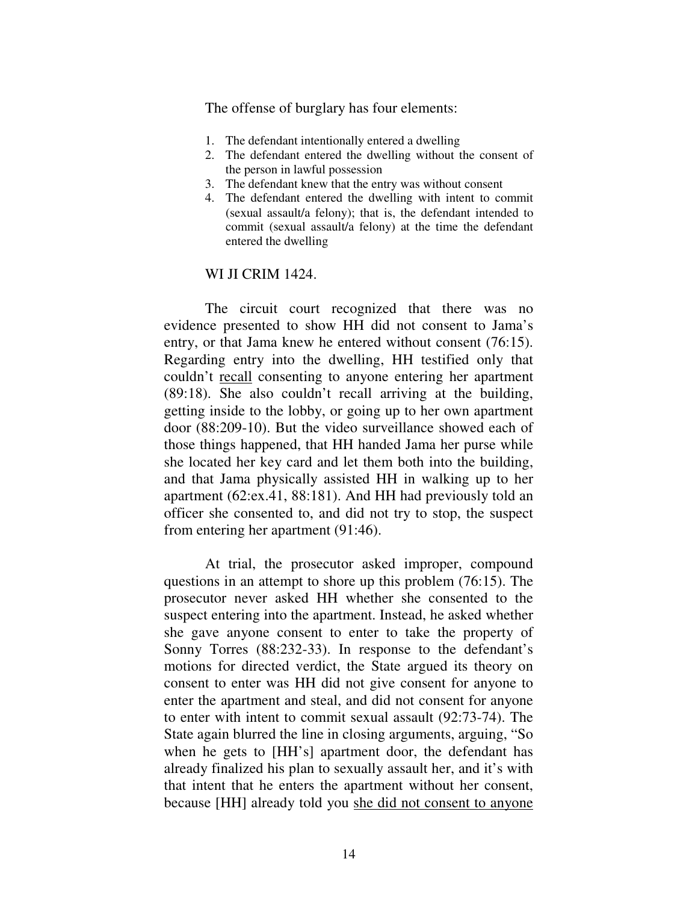The offense of burglary has four elements:

1. The defendant intentionally entered a dwelling
2. The defendant entered the dwelling without the consent of the person in lawful possession
3. The defendant knew that the entry was without consent
4. The defendant entered the dwelling with intent to commit (sexual assault/a felony); that is, the defendant intended to commit (sexual assault/a felony) at the time the defendant entered the dwelling

WI JI CRIM 1424.

The circuit court recognized that there was no evidence presented to show HH did not consent to Jama's entry, or that Jama knew he entered without consent (76:15). Regarding entry into the dwelling, HH testified only that couldn't <u>recall</u> consenting to anyone entering her apartment (89:18). She also couldn't recall arriving at the building, getting inside to the lobby, or going up to her own apartment door (88:209-10). But the video surveillance showed each of those things happened, that HH handed Jama her purse while she located her key card and let them both into the building, and that Jama physically assisted HH in walking up to her apartment (62:ex.41, 88:181). And HH had previously told an officer she consented to, and did not try to stop, the suspect from entering her apartment (91:46).

At trial, the prosecutor asked improper, compound questions in an attempt to shore up this problem (76:15). The prosecutor never asked HH whether she consented to the suspect entering into the apartment. Instead, he asked whether she gave anyone consent to enter to take the property of Sonny Torres (88:232-33). In response to the defendant's motions for directed verdict, the State argued its theory on consent to enter was HH did not give consent for anyone to enter the apartment and steal, and did not consent for anyone to enter with intent to commit sexual assault (92:73-74). The State again blurred the line in closing arguments, arguing, "So when he gets to [HH's] apartment door, the defendant has already finalized his plan to sexually assault her, and it's with that intent that he enters the apartment without her consent, because [HH] already told you <u>she did not consent to anyone</u>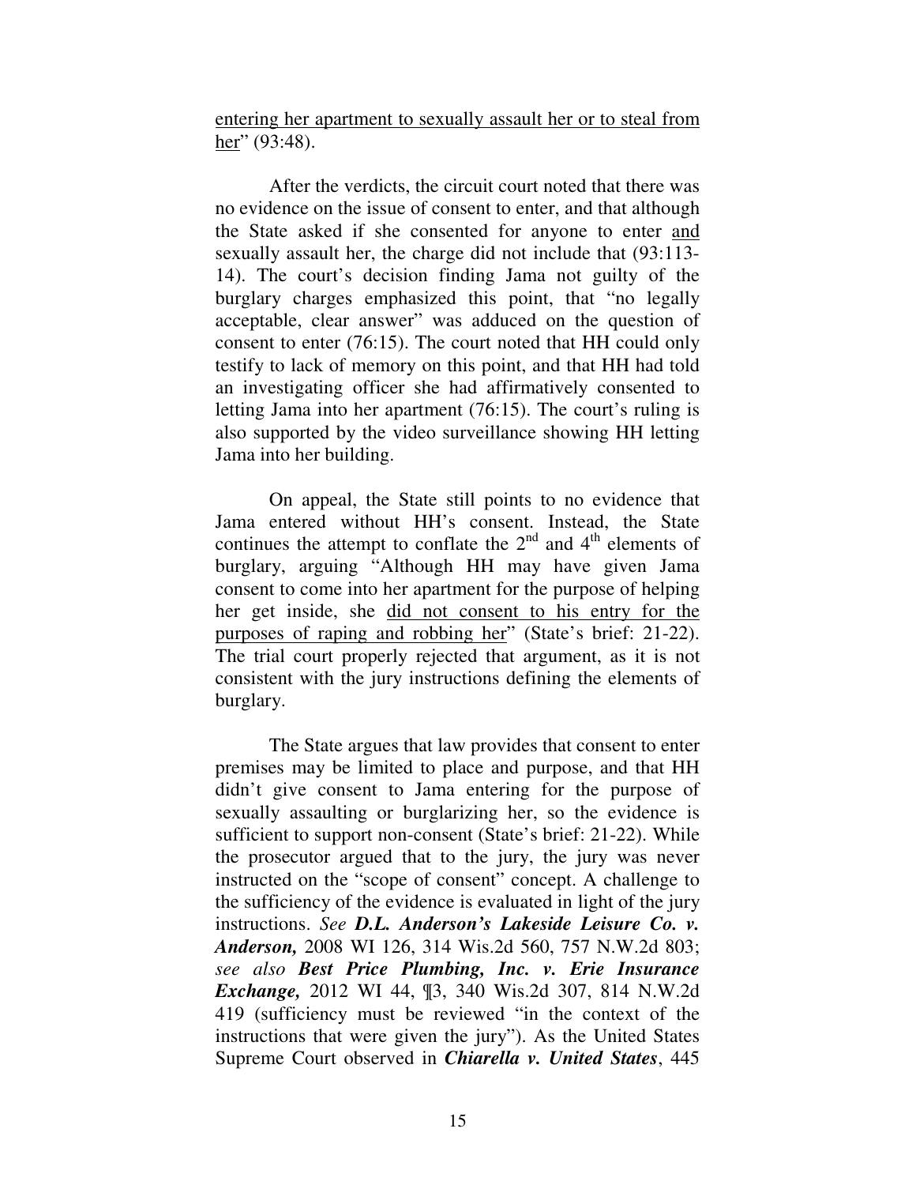entering her apartment to sexually assault her or to steal from her" (93:48).

After the verdicts, the circuit court noted that there was no evidence on the issue of consent to enter, and that although the State asked if she consented for anyone to enter and sexually assault her, the charge did not include that (93:113-14). The court's decision finding Jama not guilty of the burglary charges emphasized this point, that "no legally acceptable, clear answer" was adduced on the question of consent to enter (76:15). The court noted that HH could only testify to lack of memory on this point, and that HH had told an investigating officer she had affirmatively consented to letting Jama into her apartment (76:15). The court's ruling is also supported by the video surveillance showing HH letting Jama into her building.

On appeal, the State still points to no evidence that Jama entered without HH's consent. Instead, the State continues the attempt to conflate the 2[nd] and 4[th] elements of burglary, arguing "Although HH may have given Jama consent to come into her apartment for the purpose of helping her get inside, she did not consent to his entry for the purposes of raping and robbing her" (State's brief: 21-22). The trial court properly rejected that argument, as it is not consistent with the jury instructions defining the elements of burglary.

The State argues that law provides that consent to enter premises may be limited to place and purpose, and that HH didn't give consent to Jama entering for the purpose of sexually assaulting or burglarizing her, so the evidence is sufficient to support non-consent (State's brief: 21-22). While the prosecutor argued that to the jury, the jury was never instructed on the "scope of consent" concept. A challenge to the sufficiency of the evidence is evaluated in light of the jury instructions. *See* ***D.L. Anderson's Lakeside Leisure Co. v. Anderson,*** 2008 WI 126, 314 Wis.2d 560, 757 N.W.2d 803; *see also* ***Best Price Plumbing, Inc. v. Erie Insurance Exchange,*** 2012 WI 44, ¶3, 340 Wis.2d 307, 814 N.W.2d 419 (sufficiency must be reviewed "in the context of the instructions that were given the jury"). As the United States Supreme Court observed in ***Chiarella v. United States***, 445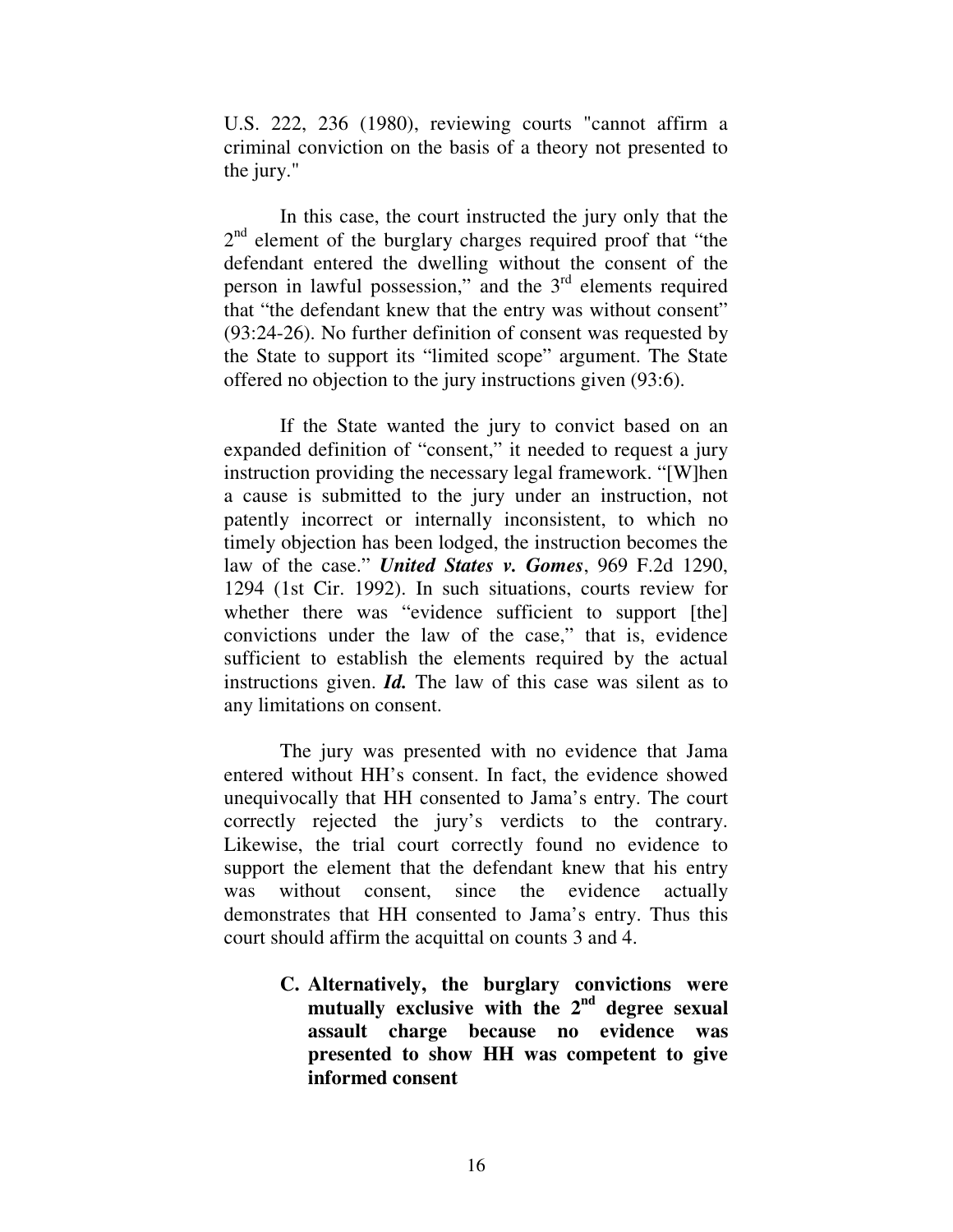U.S. 222, 236 (1980), reviewing courts "cannot affirm a criminal conviction on the basis of a theory not presented to the jury."

In this case, the court instructed the jury only that the 2nd element of the burglary charges required proof that "the defendant entered the dwelling without the consent of the person in lawful possession," and the 3rd elements required that "the defendant knew that the entry was without consent" (93:24-26). No further definition of consent was requested by the State to support its "limited scope" argument. The State offered no objection to the jury instructions given (93:6).

If the State wanted the jury to convict based on an expanded definition of "consent," it needed to request a jury instruction providing the necessary legal framework. "[W]hen a cause is submitted to the jury under an instruction, not patently incorrect or internally inconsistent, to which no timely objection has been lodged, the instruction becomes the law of the case." ***United States v. Gomes***, 969 F.2d 1290, 1294 (1st Cir. 1992). In such situations, courts review for whether there was "evidence sufficient to support [the] convictions under the law of the case," that is, evidence sufficient to establish the elements required by the actual instructions given. ***Id.*** The law of this case was silent as to any limitations on consent.

The jury was presented with no evidence that Jama entered without HH's consent. In fact, the evidence showed unequivocally that HH consented to Jama's entry. The court correctly rejected the jury's verdicts to the contrary. Likewise, the trial court correctly found no evidence to support the element that the defendant knew that his entry was without consent, since the evidence actually demonstrates that HH consented to Jama's entry. Thus this court should affirm the acquittal on counts 3 and 4.

**C. Alternatively, the burglary convictions were mutually exclusive with the 2nd degree sexual assault charge because no evidence was presented to show HH was competent to give informed consent**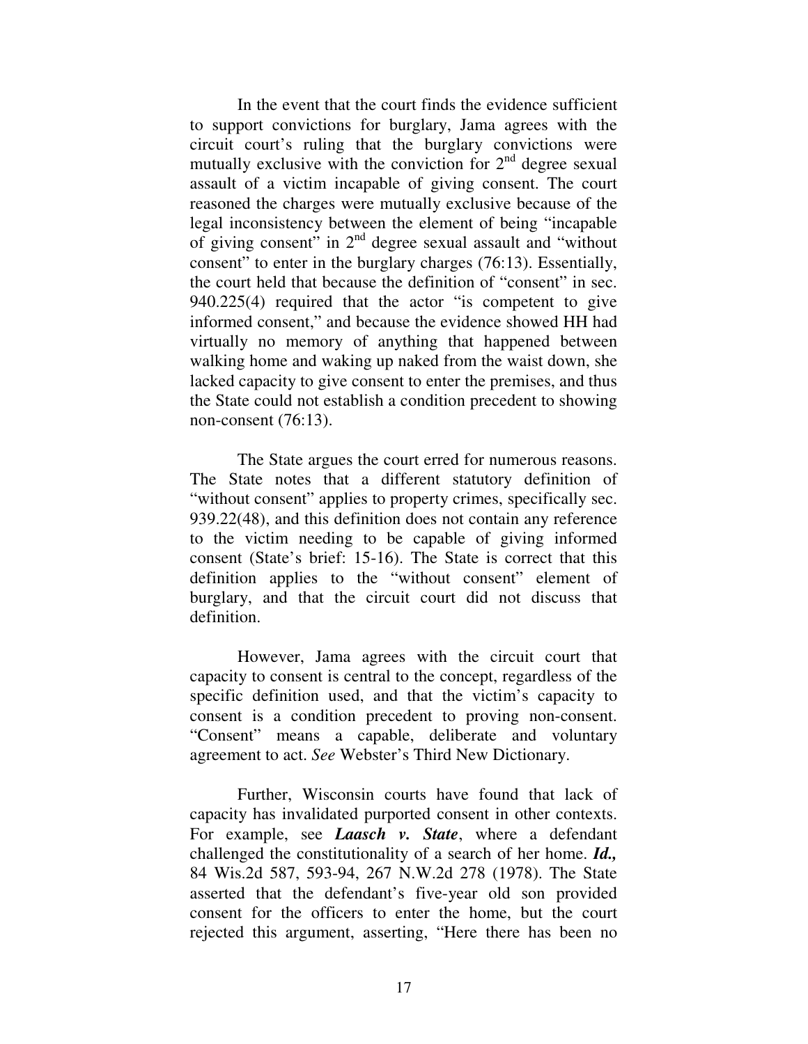In the event that the court finds the evidence sufficient to support convictions for burglary, Jama agrees with the circuit court's ruling that the burglary convictions were mutually exclusive with the conviction for 2[nd] degree sexual assault of a victim incapable of giving consent. The court reasoned the charges were mutually exclusive because of the legal inconsistency between the element of being "incapable of giving consent" in 2[nd] degree sexual assault and "without consent" to enter in the burglary charges (76:13). Essentially, the court held that because the definition of "consent" in sec. 940.225(4) required that the actor "is competent to give informed consent," and because the evidence showed HH had virtually no memory of anything that happened between walking home and waking up naked from the waist down, she lacked capacity to give consent to enter the premises, and thus the State could not establish a condition precedent to showing non-consent (76:13).

The State argues the court erred for numerous reasons. The State notes that a different statutory definition of "without consent" applies to property crimes, specifically sec. 939.22(48), and this definition does not contain any reference to the victim needing to be capable of giving informed consent (State's brief: 15-16). The State is correct that this definition applies to the "without consent" element of burglary, and that the circuit court did not discuss that definition.

However, Jama agrees with the circuit court that capacity to consent is central to the concept, regardless of the specific definition used, and that the victim's capacity to consent is a condition precedent to proving non-consent. "Consent" means a capable, deliberate and voluntary agreement to act. *See* Webster's Third New Dictionary.

Further, Wisconsin courts have found that lack of capacity has invalidated purported consent in other contexts. For example, see ***Laasch v. State***, where a defendant challenged the constitutionality of a search of her home. ***Id.,*** 84 Wis.2d 587, 593-94, 267 N.W.2d 278 (1978). The State asserted that the defendant's five-year old son provided consent for the officers to enter the home, but the court rejected this argument, asserting, "Here there has been no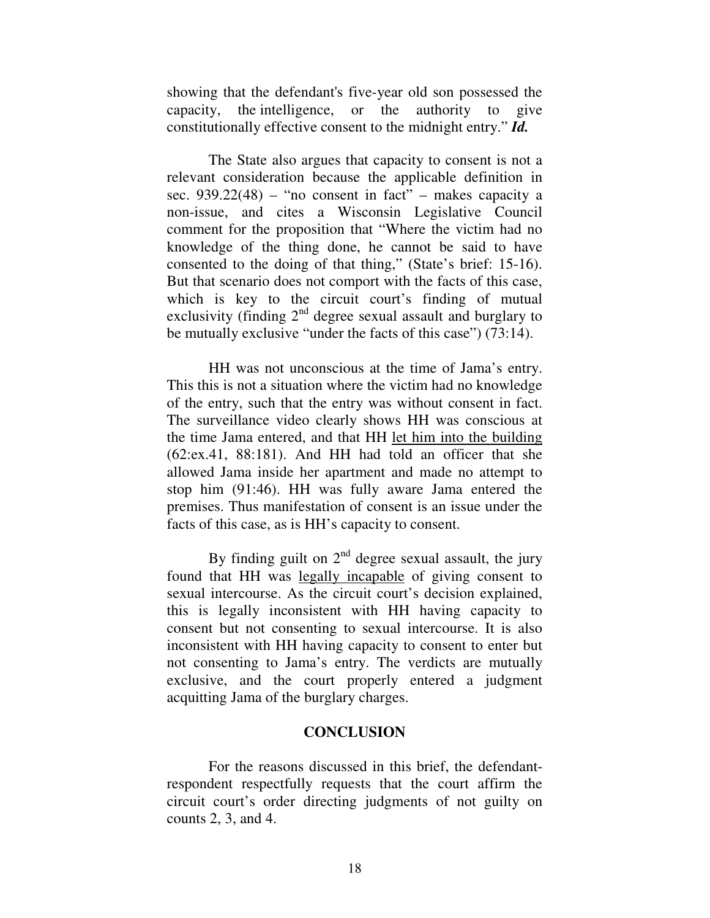showing that the defendant's five-year old son possessed the capacity, the intelligence, or the authority to give constitutionally effective consent to the midnight entry." ***Id.***

The State also argues that capacity to consent is not a relevant consideration because the applicable definition in sec. 939.22(48) – "no consent in fact" – makes capacity a non-issue, and cites a Wisconsin Legislative Council comment for the proposition that "Where the victim had no knowledge of the thing done, he cannot be said to have consented to the doing of that thing," (State's brief: 15-16). But that scenario does not comport with the facts of this case, which is key to the circuit court's finding of mutual exclusivity (finding 2nd degree sexual assault and burglary to be mutually exclusive "under the facts of this case") (73:14).

HH was not unconscious at the time of Jama's entry. This this is not a situation where the victim had no knowledge of the entry, such that the entry was without consent in fact. The surveillance video clearly shows HH was conscious at the time Jama entered, and that HH <u>let him into the building</u> (62:ex.41, 88:181). And HH had told an officer that she allowed Jama inside her apartment and made no attempt to stop him (91:46). HH was fully aware Jama entered the premises. Thus manifestation of consent is an issue under the facts of this case, as is HH's capacity to consent.

By finding guilt on 2nd degree sexual assault, the jury found that HH was <u>legally incapable</u> of giving consent to sexual intercourse. As the circuit court's decision explained, this is legally inconsistent with HH having capacity to consent but not consenting to sexual intercourse. It is also inconsistent with HH having capacity to consent to enter but not consenting to Jama's entry. The verdicts are mutually exclusive, and the court properly entered a judgment acquitting Jama of the burglary charges.

## CONCLUSION

For the reasons discussed in this brief, the defendant-respondent respectfully requests that the court affirm the circuit court's order directing judgments of not guilty on counts 2, 3, and 4.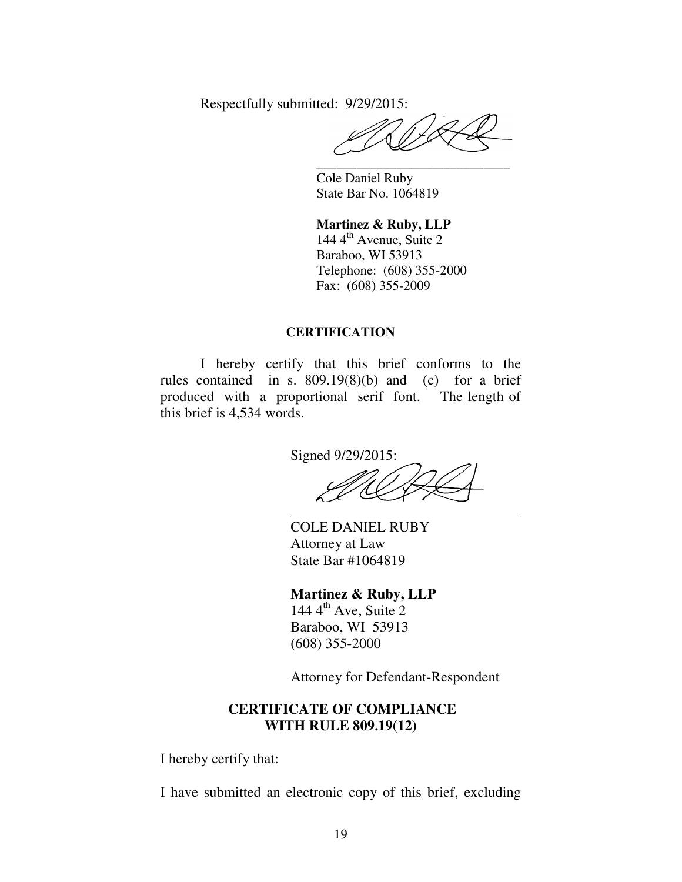Respectfully submitted: 9/29/2015:

\_\_\_\_\_\_\_\_\_\_\_\_\_\_\_\_\_\_\_\_\_\_\_\_\_\_\_\_\_\_

Cole Daniel Ruby
State Bar No. 1064819

**Martinez & Ruby, LLP**
144 4th Avenue, Suite 2
Baraboo, WI 53913
Telephone: (608) 355-2000
Fax: (608) 355-2009

**CERTIFICATION**

I hereby certify that this brief conforms to the rules contained in s. 809.19(8)(b) and (c) for a brief produced with a proportional serif font. The length of this brief is 4,534 words.

Signed 9/29/2015:

\_\_\_\_\_\_\_\_\_\_\_\_\_\_\_\_\_\_\_\_\_\_\_\_\_\_\_\_\_\_

COLE DANIEL RUBY
Attorney at Law
State Bar #1064819

**Martinez & Ruby, LLP**
144 4th Ave, Suite 2
Baraboo, WI 53913
(608) 355-2000

Attorney for Defendant-Respondent

**CERTIFICATE OF COMPLIANCE WITH RULE 809.19(12)**

I hereby certify that:

I have submitted an electronic copy of this brief, excluding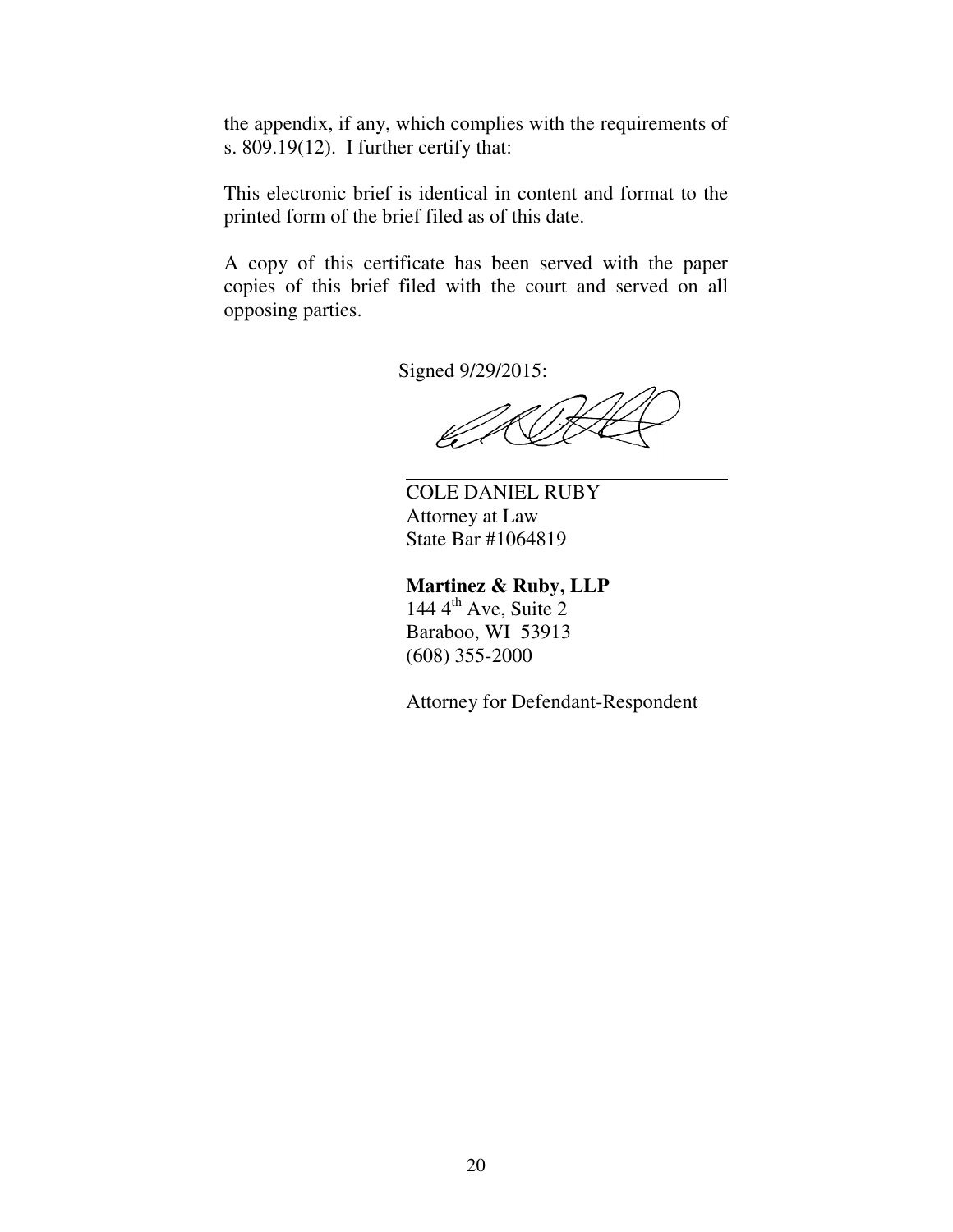the appendix, if any, which complies with the requirements of s. 809.19(12). I further certify that:

This electronic brief is identical in content and format to the printed form of the brief filed as of this date.

A copy of this certificate has been served with the paper copies of this brief filed with the court and served on all opposing parties.

Signed 9/29/2015:

COLE DANIEL RUBY
Attorney at Law
State Bar #1064819

**Martinez & Ruby, LLP**
144 4th Ave, Suite 2
Baraboo, WI 53913
(608) 355-2000

Attorney for Defendant-Respondent